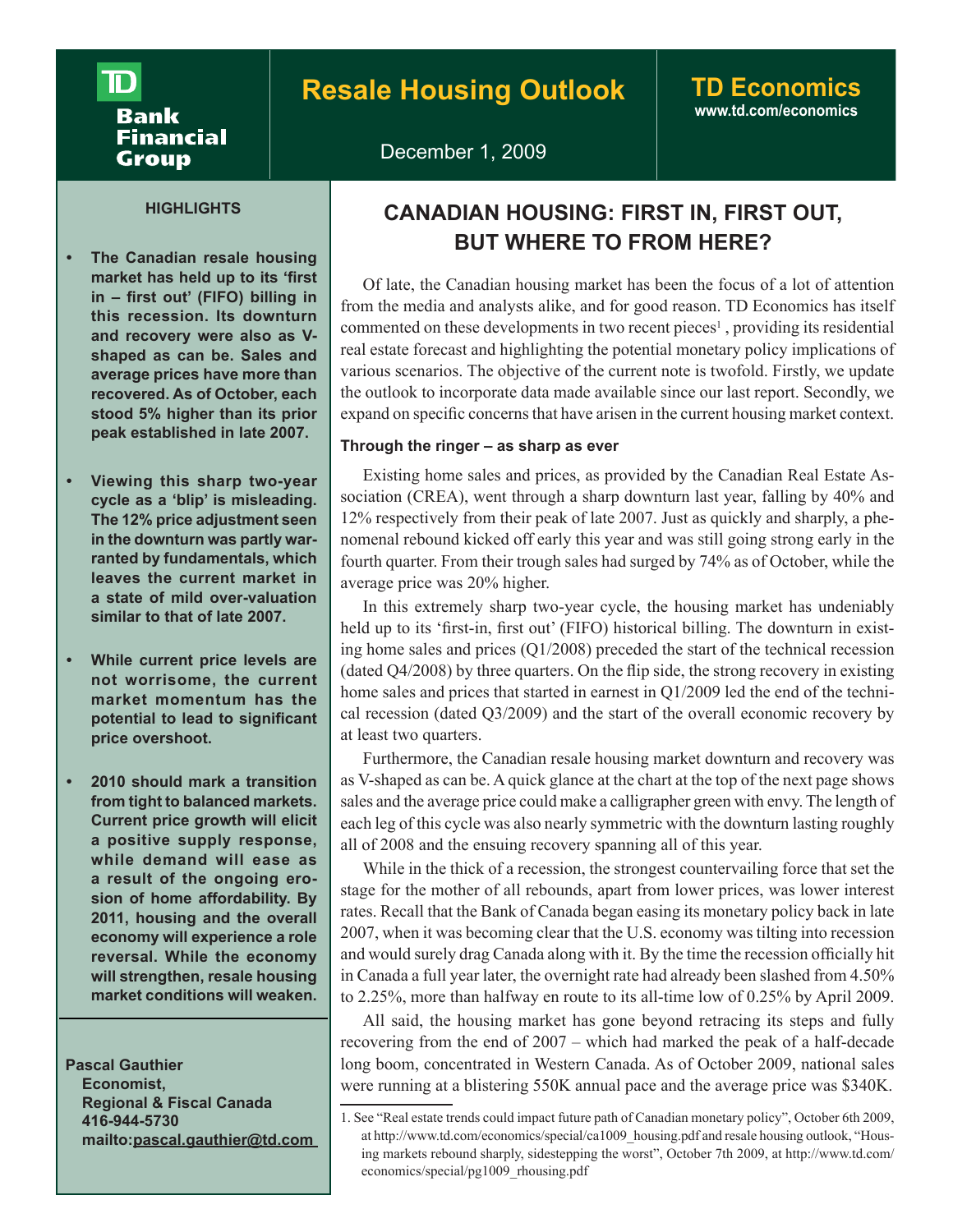TD Bank Financial Group

# Resale Housing Outlook

**TD Economics**
www.td.com/economics

December 1, 2009

## CANADIAN HOUSING: FIRST IN, FIRST OUT, BUT WHERE TO FROM HERE?

### HIGHLIGHTS

- **The Canadian resale housing market has held up to its 'first in – first out' (FIFO) billing in this recession. Its downturn and recovery were also as V-shaped as can be. Sales and average prices have more than recovered. As of October, each stood 5% higher than its prior peak established in late 2007.**
- **Viewing this sharp two-year cycle as a 'blip' is misleading. The 12% price adjustment seen in the downturn was partly warranted by fundamentals, which leaves the current market in a state of mild over-valuation similar to that of late 2007.**
- **While current price levels are not worrisome, the current market momentum has the potential to lead to significant price overshoot.**
- **2010 should mark a transition from tight to balanced markets. Current price growth will elicit a positive supply response, while demand will ease as a result of the ongoing erosion of home affordability. By 2011, housing and the overall economy will experience a role reversal. While the economy will strengthen, resale housing market conditions will weaken.**

**Pascal Gauthier**
**Economist,**
**Regional & Fiscal Canada**
**416-944-5730**
**mailto:pascal.gauthier@td.com**

Of late, the Canadian housing market has been the focus of a lot of attention from the media and analysts alike, and for good reason. TD Economics has itself commented on these developments in two recent pieces[1] , providing its residential real estate forecast and highlighting the potential monetary policy implications of various scenarios. The objective of the current note is twofold. Firstly, we update the outlook to incorporate data made available since our last report. Secondly, we expand on specific concerns that have arisen in the current housing market context.

**Through the ringer – as sharp as ever**

Existing home sales and prices, as provided by the Canadian Real Estate Association (CREA), went through a sharp downturn last year, falling by 40% and 12% respectively from their peak of late 2007. Just as quickly and sharply, a phenomenal rebound kicked off early this year and was still going strong early in the fourth quarter. From their trough sales had surged by 74% as of October, while the average price was 20% higher.

In this extremely sharp two-year cycle, the housing market has undeniably held up to its 'first-in, first out' (FIFO) historical billing. The downturn in existing home sales and prices (Q1/2008) preceded the start of the technical recession (dated Q4/2008) by three quarters. On the flip side, the strong recovery in existing home sales and prices that started in earnest in Q1/2009 led the end of the technical recession (dated Q3/2009) and the start of the overall economic recovery by at least two quarters.

Furthermore, the Canadian resale housing market downturn and recovery was as V-shaped as can be. A quick glance at the chart at the top of the next page shows sales and the average price could make a calligrapher green with envy. The length of each leg of this cycle was also nearly symmetric with the downturn lasting roughly all of 2008 and the ensuing recovery spanning all of this year.

While in the thick of a recession, the strongest countervailing force that set the stage for the mother of all rebounds, apart from lower prices, was lower interest rates. Recall that the Bank of Canada began easing its monetary policy back in late 2007, when it was becoming clear that the U.S. economy was tilting into recession and would surely drag Canada along with it. By the time the recession officially hit in Canada a full year later, the overnight rate had already been slashed from 4.50% to 2.25%, more than halfway en route to its all-time low of 0.25% by April 2009.

All said, the housing market has gone beyond retracing its steps and fully recovering from the end of 2007 – which had marked the peak of a half-decade long boom, concentrated in Western Canada. As of October 2009, national sales were running at a blistering 550K annual pace and the average price was $340K.

1. See "Real estate trends could impact future path of Canadian monetary policy", October 6th 2009, at http://www.td.com/economics/special/ca1009_housing.pdf and resale housing outlook, "Housing markets rebound sharply, sidestepping the worst", October 7th 2009, at http://www.td.com/economics/special/pg1009_rhousing.pdf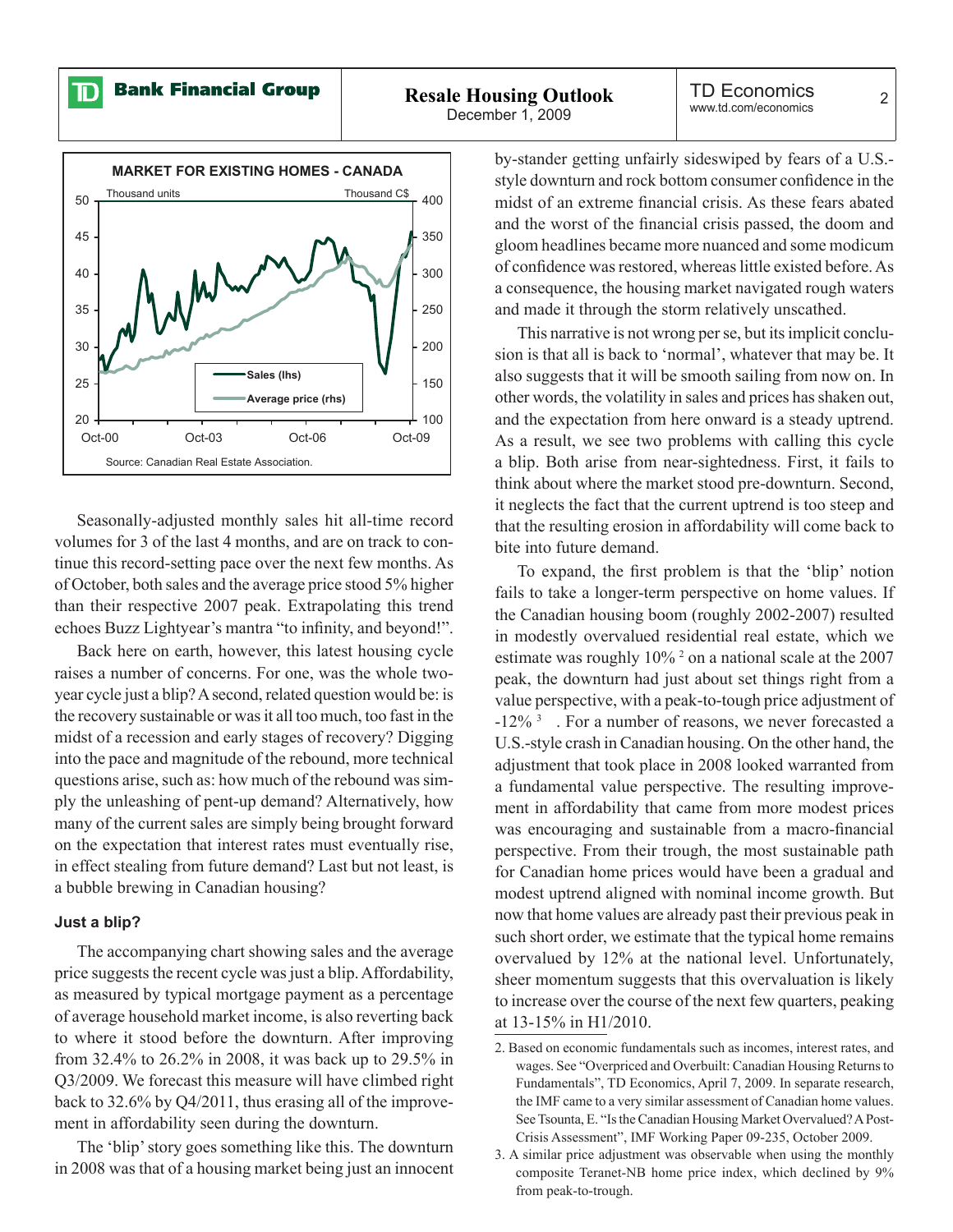Seasonally-adjusted monthly sales hit all-time record volumes for 3 of the last 4 months, and are on track to continue this record-setting pace over the next few months. As of October, both sales and the average price stood 5% higher than their respective 2007 peak. Extrapolating this trend echoes Buzz Lightyear's mantra "to infinity, and beyond!".

Back here on earth, however, this latest housing cycle raises a number of concerns. For one, was the whole two-year cycle just a blip? A second, related question would be: is the recovery sustainable or was it all too much, too fast in the midst of a recession and early stages of recovery? Digging into the pace and magnitude of the rebound, more technical questions arise, such as: how much of the rebound was simply the unleashing of pent-up demand? Alternatively, how many of the current sales are simply being brought forward on the expectation that interest rates must eventually rise, in effect stealing from future demand? Last but not least, is a bubble brewing in Canadian housing?

### Just a blip?

The accompanying chart showing sales and the average price suggests the recent cycle was just a blip. Affordability, as measured by typical mortgage payment as a percentage of average household market income, is also reverting back to where it stood before the downturn. After improving from 32.4% to 26.2% in 2008, it was back up to 29.5% in Q3/2009. We forecast this measure will have climbed right back to 32.6% by Q4/2011, thus erasing all of the improvement in affordability seen during the downturn.

The 'blip' story goes something like this. The downturn in 2008 was that of a housing market being just an innocent by-stander getting unfairly sideswiped by fears of a U.S.-style downturn and rock bottom consumer confidence in the midst of an extreme financial crisis. As these fears abated and the worst of the financial crisis passed, the doom and gloom headlines became more nuanced and some modicum of confidence was restored, whereas little existed before. As a consequence, the housing market navigated rough waters and made it through the storm relatively unscathed.

This narrative is not wrong per se, but its implicit conclusion is that all is back to 'normal', whatever that may be. It also suggests that it will be smooth sailing from now on. In other words, the volatility in sales and prices has shaken out, and the expectation from here onward is a steady uptrend. As a result, we see two problems with calling this cycle a blip. Both arise from near-sightedness. First, it fails to think about where the market stood pre-downturn. Second, it neglects the fact that the current uptrend is too steep and that the resulting erosion in affordability will come back to bite into future demand.

To expand, the first problem is that the 'blip' notion fails to take a longer-term perspective on home values. If the Canadian housing boom (roughly 2002-2007) resulted in modestly overvalued residential real estate, which we estimate was roughly 10% [2] on a national scale at the 2007 peak, the downturn had just about set things right from a value perspective, with a peak-to-tough price adjustment of -12% [3]. For a number of reasons, we never forecasted a U.S.-style crash in Canadian housing. On the other hand, the adjustment that took place in 2008 looked warranted from a fundamental value perspective. The resulting improvement in affordability that came from more modest prices was encouraging and sustainable from a macro-financial perspective. From their trough, the most sustainable path for Canadian home prices would have been a gradual and modest uptrend aligned with nominal income growth. But now that home values are already past their previous peak in such short order, we estimate that the typical home remains overvalued by 12% at the national level. Unfortunately, sheer momentum suggests that this overvaluation is likely to increase over the course of the next few quarters, peaking at 13-15% in H1/2010.

2. Based on economic fundamentals such as incomes, interest rates, and wages. See "Overpriced and Overbuilt: Canadian Housing Returns to Fundamentals", TD Economics, April 7, 2009. In separate research, the IMF came to a very similar assessment of Canadian home values. See Tsounta, E. "Is the Canadian Housing Market Overvalued? A Post-Crisis Assessment", IMF Working Paper 09-235, October 2009.

3. A similar price adjustment was observable when using the monthly composite Teranet-NB home price index, which declined by 9% from peak-to-trough.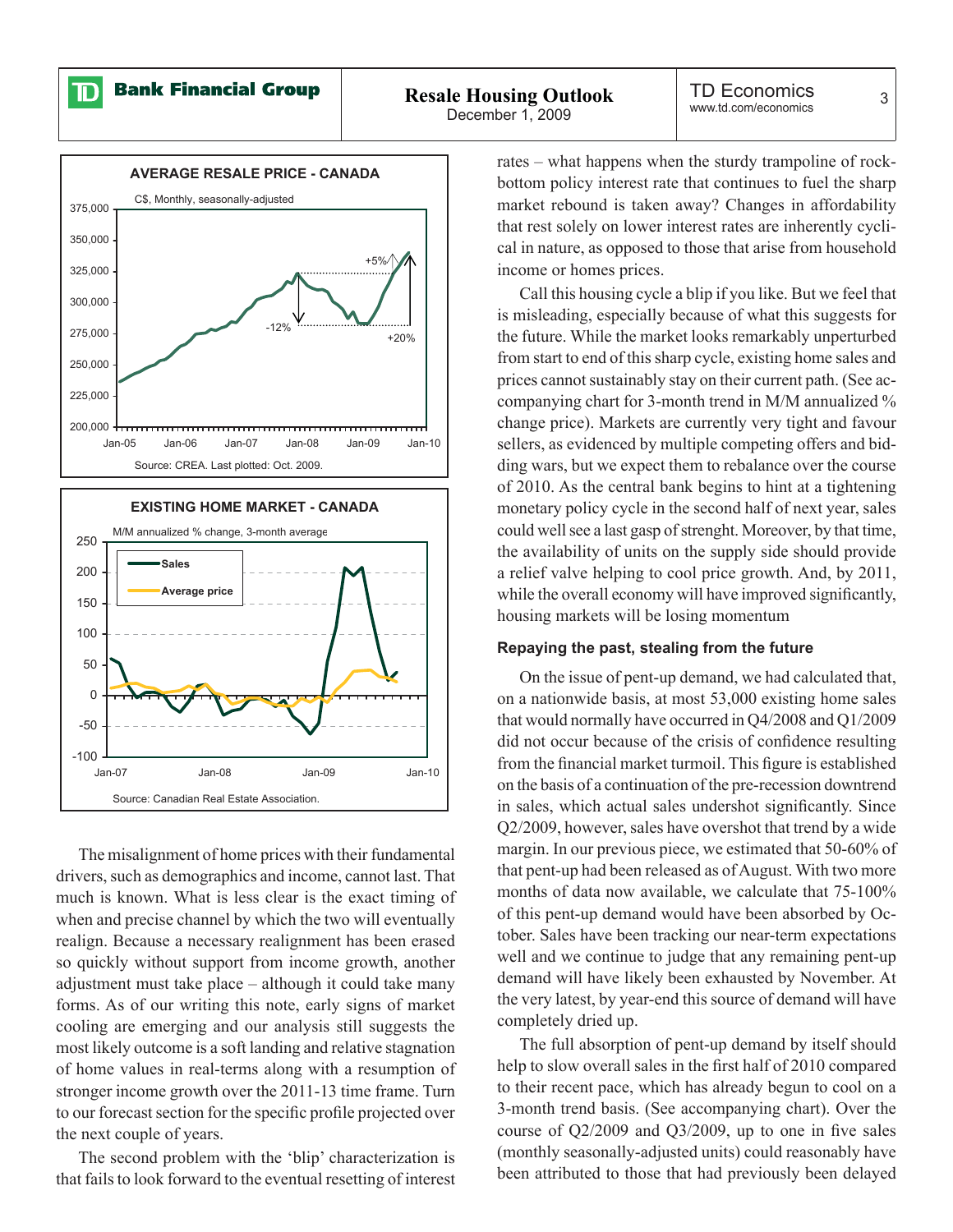**AVERAGE RESALE PRICE - CANADA**

C$, Monthly, seasonally-adjusted

Source: CREA. Last plotted: Oct. 2009.

**EXISTING HOME MARKET - CANADA**

M/M annualized % change, 3-month average

Source: Canadian Real Estate Association.

The misalignment of home prices with their fundamental drivers, such as demographics and income, cannot last. That much is known. What is less clear is the exact timing of when and precise channel by which the two will eventually realign. Because a necessary realignment has been erased so quickly without support from income growth, another adjustment must take place – although it could take many forms. As of our writing this note, early signs of market cooling are emerging and our analysis still suggests the most likely outcome is a soft landing and relative stagnation of home values in real-terms along with a resumption of stronger income growth over the 2011-13 time frame. Turn to our forecast section for the specific profile projected over the next couple of years.

The second problem with the 'blip' characterization is that fails to look forward to the eventual resetting of interest rates – what happens when the sturdy trampoline of rock-bottom policy interest rate that continues to fuel the sharp market rebound is taken away? Changes in affordability that rest solely on lower interest rates are inherently cyclical in nature, as opposed to those that arise from household income or homes prices.

Call this housing cycle a blip if you like. But we feel that is misleading, especially because of what this suggests for the future. While the market looks remarkably unperturbed from start to end of this sharp cycle, existing home sales and prices cannot sustainably stay on their current path. (See accompanying chart for 3-month trend in M/M annualized % change price). Markets are currently very tight and favour sellers, as evidenced by multiple competing offers and bidding wars, but we expect them to rebalance over the course of 2010. As the central bank begins to hint at a tightening monetary policy cycle in the second half of next year, sales could well see a last gasp of strenght. Moreover, by that time, the availability of units on the supply side should provide a relief valve helping to cool price growth. And, by 2011, while the overall economy will have improved significantly, housing markets will be losing momentum

### Repaying the past, stealing from the future

On the issue of pent-up demand, we had calculated that, on a nationwide basis, at most 53,000 existing home sales that would normally have occurred in Q4/2008 and Q1/2009 did not occur because of the crisis of confidence resulting from the financial market turmoil. This figure is established on the basis of a continuation of the pre-recession downtrend in sales, which actual sales undershot significantly. Since Q2/2009, however, sales have overshot that trend by a wide margin. In our previous piece, we estimated that 50-60% of that pent-up had been released as of August. With two more months of data now available, we calculate that 75-100% of this pent-up demand would have been absorbed by October. Sales have been tracking our near-term expectations well and we continue to judge that any remaining pent-up demand will have likely been exhausted by November. At the very latest, by year-end this source of demand will have completely dried up.

The full absorption of pent-up demand by itself should help to slow overall sales in the first half of 2010 compared to their recent pace, which has already begun to cool on a 3-month trend basis. (See accompanying chart). Over the course of Q2/2009 and Q3/2009, up to one in five sales (monthly seasonally-adjusted units) could reasonably have been attributed to those that had previously been delayed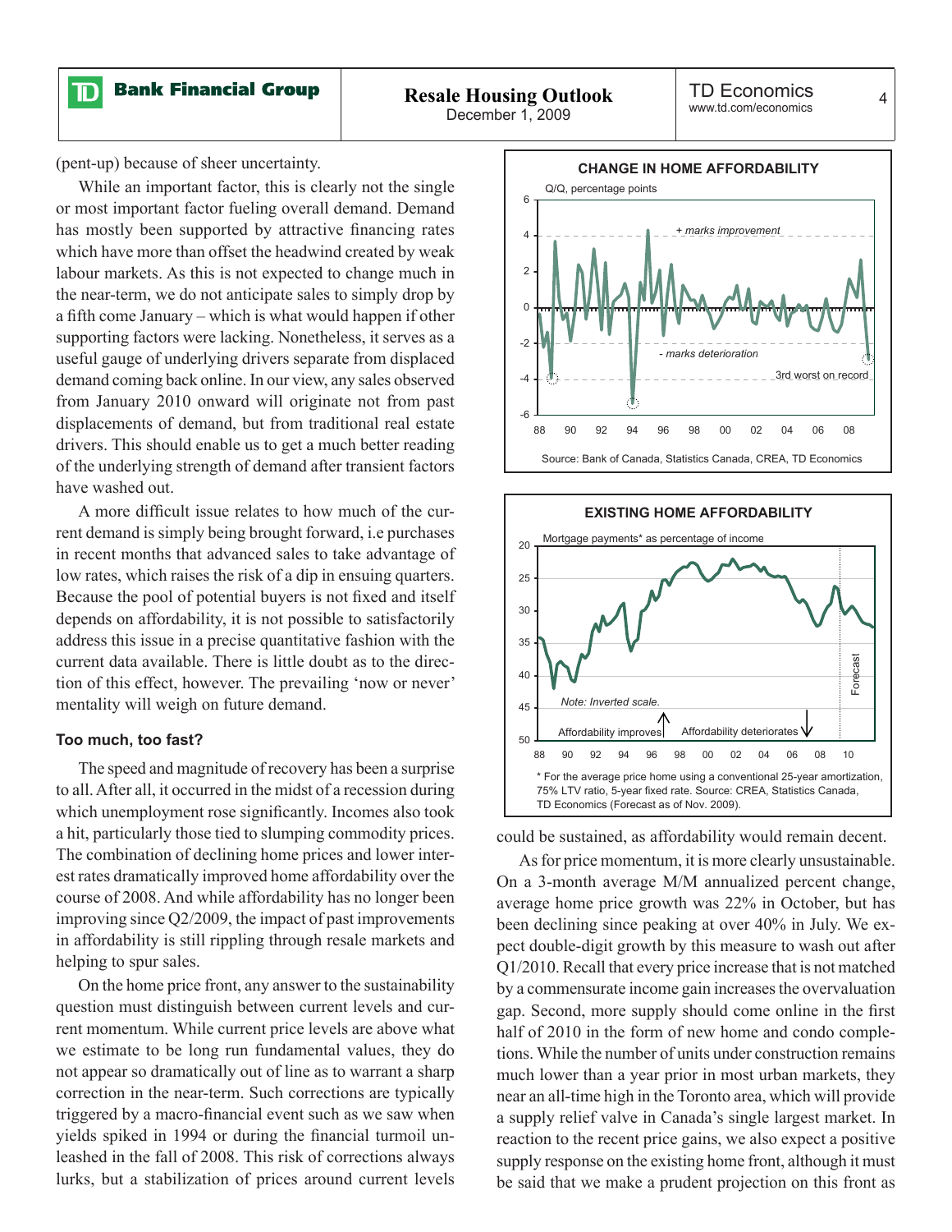(pent-up) because of sheer uncertainty.

While an important factor, this is clearly not the single or most important factor fueling overall demand. Demand has mostly been supported by attractive financing rates which have more than offset the headwind created by weak labour markets. As this is not expected to change much in the near-term, we do not anticipate sales to simply drop by a fifth come January – which is what would happen if other supporting factors were lacking. Nonetheless, it serves as a useful gauge of underlying drivers separate from displaced demand coming back online. In our view, any sales observed from January 2010 onward will originate not from past displacements of demand, but from traditional real estate drivers. This should enable us to get a much better reading of the underlying strength of demand after transient factors have washed out.

A more difficult issue relates to how much of the current demand is simply being brought forward, i.e purchases in recent months that advanced sales to take advantage of low rates, which raises the risk of a dip in ensuing quarters. Because the pool of potential buyers is not fixed and itself depends on affordability, it is not possible to satisfactorily address this issue in a precise quantitative fashion with the current data available. There is little doubt as to the direction of this effect, however. The prevailing 'now or never' mentality will weigh on future demand.

#### Too much, too fast?

The speed and magnitude of recovery has been a surprise to all. After all, it occurred in the midst of a recession during which unemployment rose significantly. Incomes also took a hit, particularly those tied to slumping commodity prices. The combination of declining home prices and lower interest rates dramatically improved home affordability over the course of 2008. And while affordability has no longer been improving since Q2/2009, the impact of past improvements in affordability is still rippling through resale markets and helping to spur sales.

On the home price front, any answer to the sustainability question must distinguish between current levels and current momentum. While current price levels are above what we estimate to be long run fundamental values, they do not appear so dramatically out of line as to warrant a sharp correction in the near-term. Such corrections are typically triggered by a macro-financial event such as we saw when yields spiked in 1994 or during the financial turmoil unleashed in the fall of 2008. This risk of corrections always lurks, but a stabilization of prices around current levels could be sustained, as affordability would remain decent.

**CHANGE IN HOME AFFORDABILITY**

Q/Q, percentage points

Source: Bank of Canada, Statistics Canada, CREA, TD Economics

**EXISTING HOME AFFORDABILITY**

Mortgage payments* as percentage of income

Note: Inverted scale.

\* For the average price home using a conventional 25-year amortization, 75% LTV ratio, 5-year fixed rate. Source: CREA, Statistics Canada, TD Economics (Forecast as of Nov. 2009).

As for price momentum, it is more clearly unsustainable. On a 3-month average M/M annualized percent change, average home price growth was 22% in October, but has been declining since peaking at over 40% in July. We expect double-digit growth by this measure to wash out after Q1/2010. Recall that every price increase that is not matched by a commensurate income gain increases the overvaluation gap. Second, more supply should come online in the first half of 2010 in the form of new home and condo completions. While the number of units under construction remains much lower than a year prior in most urban markets, they near an all-time high in the Toronto area, which will provide a supply relief valve in Canada's single largest market. In reaction to the recent price gains, we also expect a positive supply response on the existing home front, although it must be said that we make a prudent projection on this front as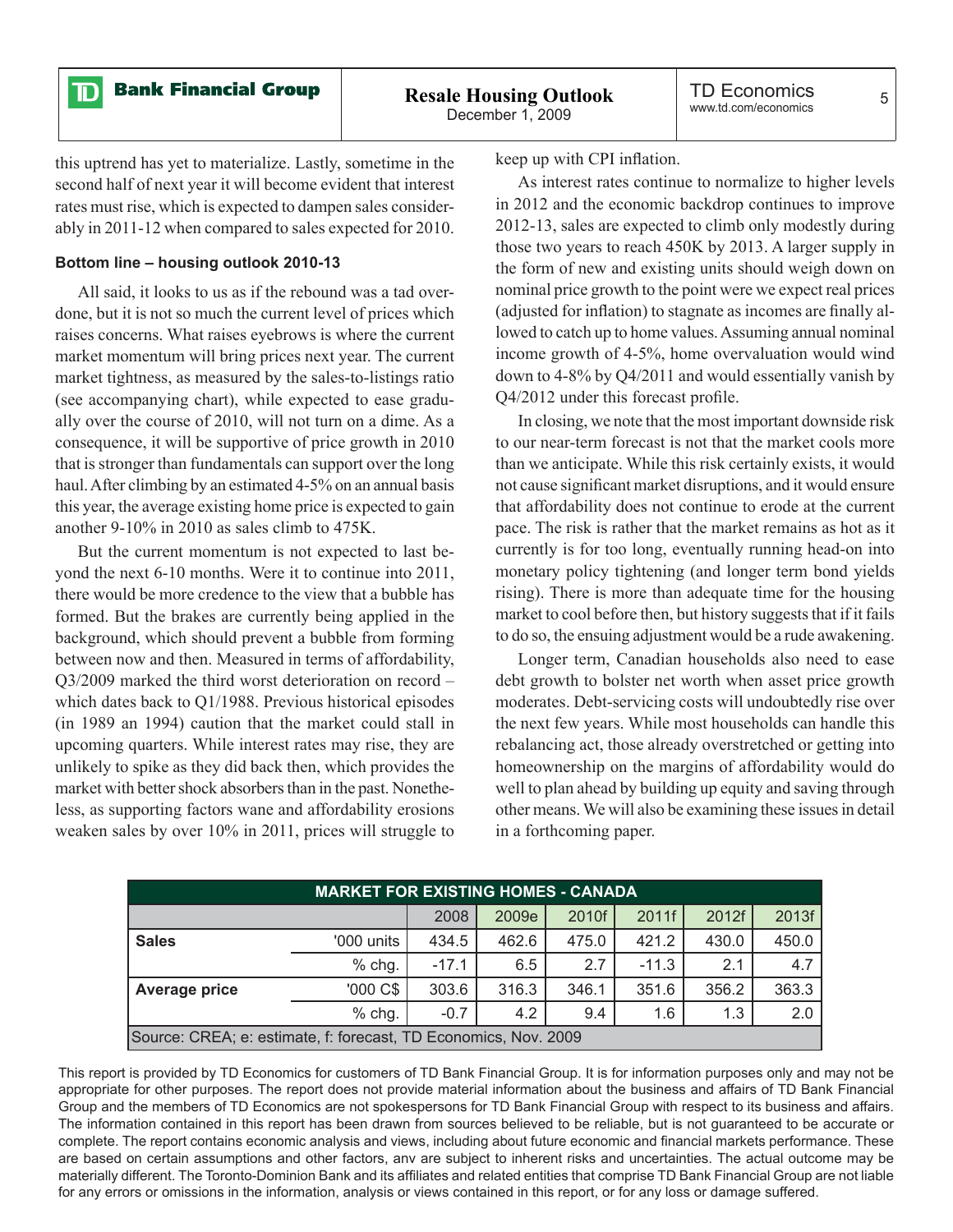this uptrend has yet to materialize. Lastly, sometime in the second half of next year it will become evident that interest rates must rise, which is expected to dampen sales considerably in 2011-12 when compared to sales expected for 2010.

#### Bottom line – housing outlook 2010-13

All said, it looks to us as if the rebound was a tad overdone, but it is not so much the current level of prices which raises concerns. What raises eyebrows is where the current market momentum will bring prices next year. The current market tightness, as measured by the sales-to-listings ratio (see accompanying chart), while expected to ease gradually over the course of 2010, will not turn on a dime. As a consequence, it will be supportive of price growth in 2010 that is stronger than fundamentals can support over the long haul. After climbing by an estimated 4-5% on an annual basis this year, the average existing home price is expected to gain another 9-10% in 2010 as sales climb to 475K.

But the current momentum is not expected to last beyond the next 6-10 months. Were it to continue into 2011, there would be more credence to the view that a bubble has formed. But the brakes are currently being applied in the background, which should prevent a bubble from forming between now and then. Measured in terms of affordability, Q3/2009 marked the third worst deterioration on record – which dates back to Q1/1988. Previous historical episodes (in 1989 an 1994) caution that the market could stall in upcoming quarters. While interest rates may rise, they are unlikely to spike as they did back then, which provides the market with better shock absorbers than in the past. Nonetheless, as supporting factors wane and affordability erosions weaken sales by over 10% in 2011, prices will struggle to keep up with CPI inflation.

As interest rates continue to normalize to higher levels in 2012 and the economic backdrop continues to improve 2012-13, sales are expected to climb only modestly during those two years to reach 450K by 2013. A larger supply in the form of new and existing units should weigh down on nominal price growth to the point were we expect real prices (adjusted for inflation) to stagnate as incomes are finally allowed to catch up to home values. Assuming annual nominal income growth of 4-5%, home overvaluation would wind down to 4-8% by Q4/2011 and would essentially vanish by Q4/2012 under this forecast profile.

In closing, we note that the most important downside risk to our near-term forecast is not that the market cools more than we anticipate. While this risk certainly exists, it would not cause significant market disruptions, and it would ensure that affordability does not continue to erode at the current pace. The risk is rather that the market remains as hot as it currently is for too long, eventually running head-on into monetary policy tightening (and longer term bond yields rising). There is more than adequate time for the housing market to cool before then, but history suggests that if it fails to do so, the ensuing adjustment would be a rude awakening.

Longer term, Canadian households also need to ease debt growth to bolster net worth when asset price growth moderates. Debt-servicing costs will undoubtedly rise over the next few years. While most households can handle this rebalancing act, those already overstretched or getting into homeownership on the margins of affordability would do well to plan ahead by building up equity and saving through other means. We will also be examining these issues in detail in a forthcoming paper.

**MARKET FOR EXISTING HOMES - CANADA**

| | | 2008 | 2009e | 2010f | 2011f | 2012f | 2013f |
|---|---|---|---|---|---|---|---|
| **Sales** | '000 units | 434.5 | 462.6 | 475.0 | 421.2 | 430.0 | 450.0 |
| | % chg. | -17.1 | 6.5 | 2.7 | -11.3 | 2.1 | 4.7 |
| **Average price** | '000 C$ | 303.6 | 316.3 | 346.1 | 351.6 | 356.2 | 363.3 |
| | % chg. | -0.7 | 4.2 | 9.4 | 1.6 | 1.3 | 2.0 |

Source: CREA; e: estimate, f: forecast, TD Economics, Nov. 2009

This report is provided by TD Economics for customers of TD Bank Financial Group. It is for information purposes only and may not be appropriate for other purposes. The report does not provide material information about the business and affairs of TD Bank Financial Group and the members of TD Economics are not spokespersons for TD Bank Financial Group with respect to its business and affairs. The information contained in this report has been drawn from sources believed to be reliable, but is not guaranteed to be accurate or complete. The report contains economic analysis and views, including about future economic and financial markets performance. These are based on certain assumptions and other factors, anv are subject to inherent risks and uncertainties. The actual outcome may be materially different. The Toronto-Dominion Bank and its affiliates and related entities that comprise TD Bank Financial Group are not liable for any errors or omissions in the information, analysis or views contained in this report, or for any loss or damage suffered.